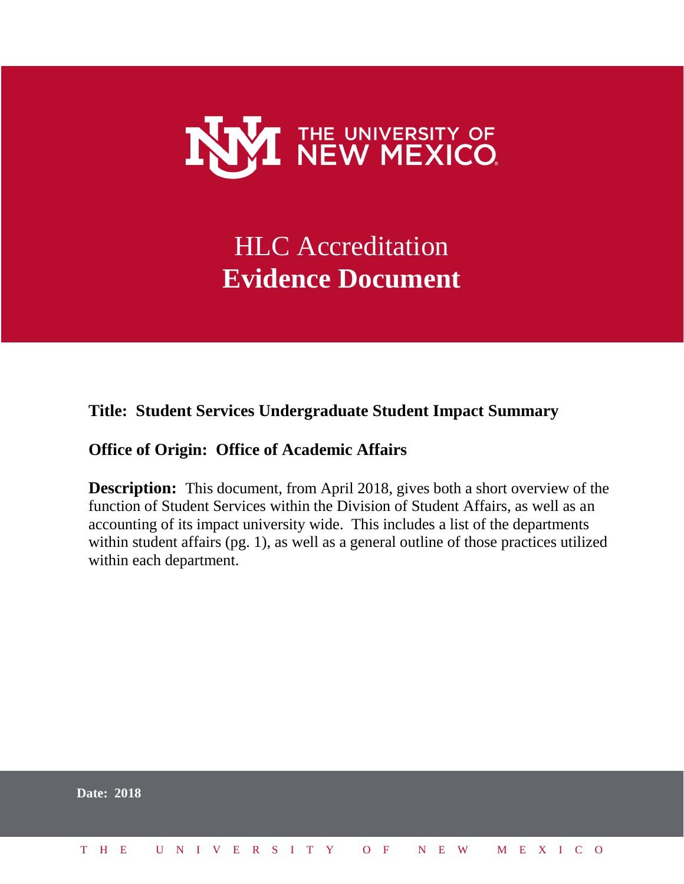THE UNIVERSITY OF NEW MEXICO

# HLC Accreditation
# **Evidence Document**

**Title: Student Services Undergraduate Student Impact Summary**

**Office of Origin: Office of Academic Affairs**

**Description:** This document, from April 2018, gives both a short overview of the function of Student Services within the Division of Student Affairs, as well as an accounting of its impact university wide. This includes a list of the departments within student affairs (pg. 1), as well as a general outline of those practices utilized within each department.

**Date: 2018**

THE UNIVERSITY OF NEW MEXICO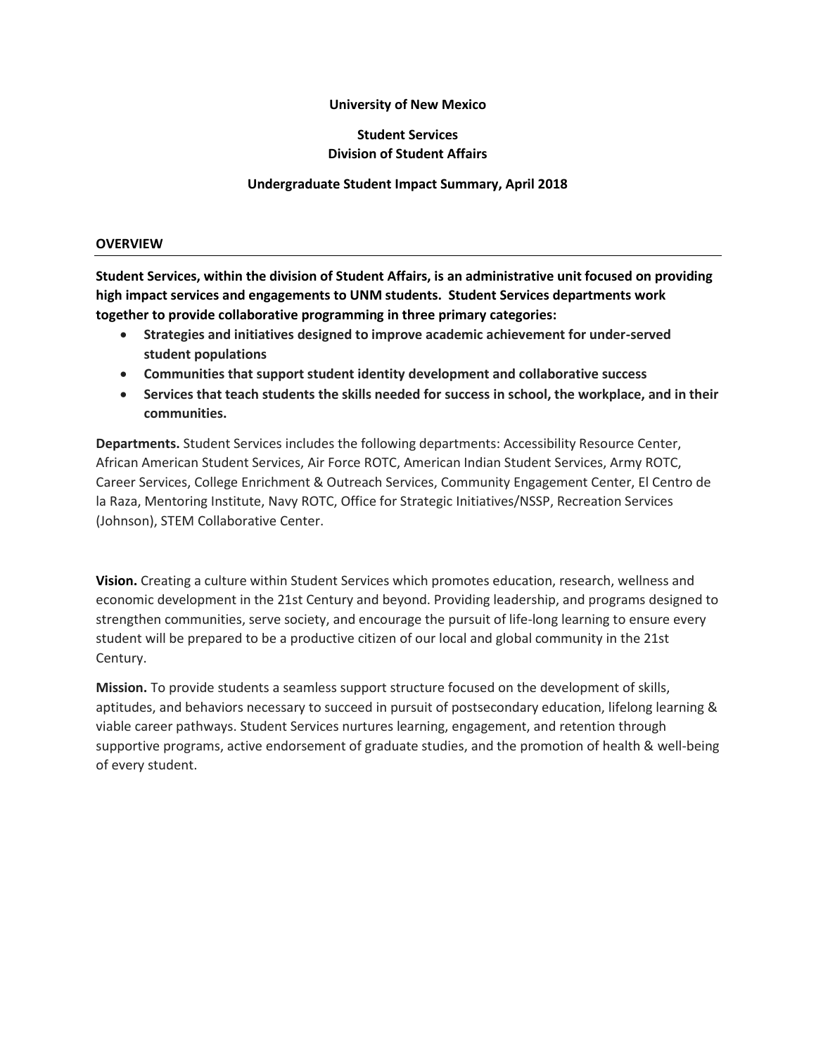**University of New Mexico**

**Student Services**
**Division of Student Affairs**

**Undergraduate Student Impact Summary, April 2018**

## OVERVIEW

**Student Services, within the division of Student Affairs, is an administrative unit focused on providing high impact services and engagements to UNM students. Student Services departments work together to provide collaborative programming in three primary categories:**

- **Strategies and initiatives designed to improve academic achievement for under-served student populations**
- **Communities that support student identity development and collaborative success**
- **Services that teach students the skills needed for success in school, the workplace, and in their communities.**

**Departments.** Student Services includes the following departments: Accessibility Resource Center, African American Student Services, Air Force ROTC, American Indian Student Services, Army ROTC, Career Services, College Enrichment & Outreach Services, Community Engagement Center, El Centro de la Raza, Mentoring Institute, Navy ROTC, Office for Strategic Initiatives/NSSP, Recreation Services (Johnson), STEM Collaborative Center.

**Vision.** Creating a culture within Student Services which promotes education, research, wellness and economic development in the 21st Century and beyond. Providing leadership, and programs designed to strengthen communities, serve society, and encourage the pursuit of life-long learning to ensure every student will be prepared to be a productive citizen of our local and global community in the 21st Century.

**Mission.** To provide students a seamless support structure focused on the development of skills, aptitudes, and behaviors necessary to succeed in pursuit of postsecondary education, lifelong learning & viable career pathways. Student Services nurtures learning, engagement, and retention through supportive programs, active endorsement of graduate studies, and the promotion of health & well-being of every student.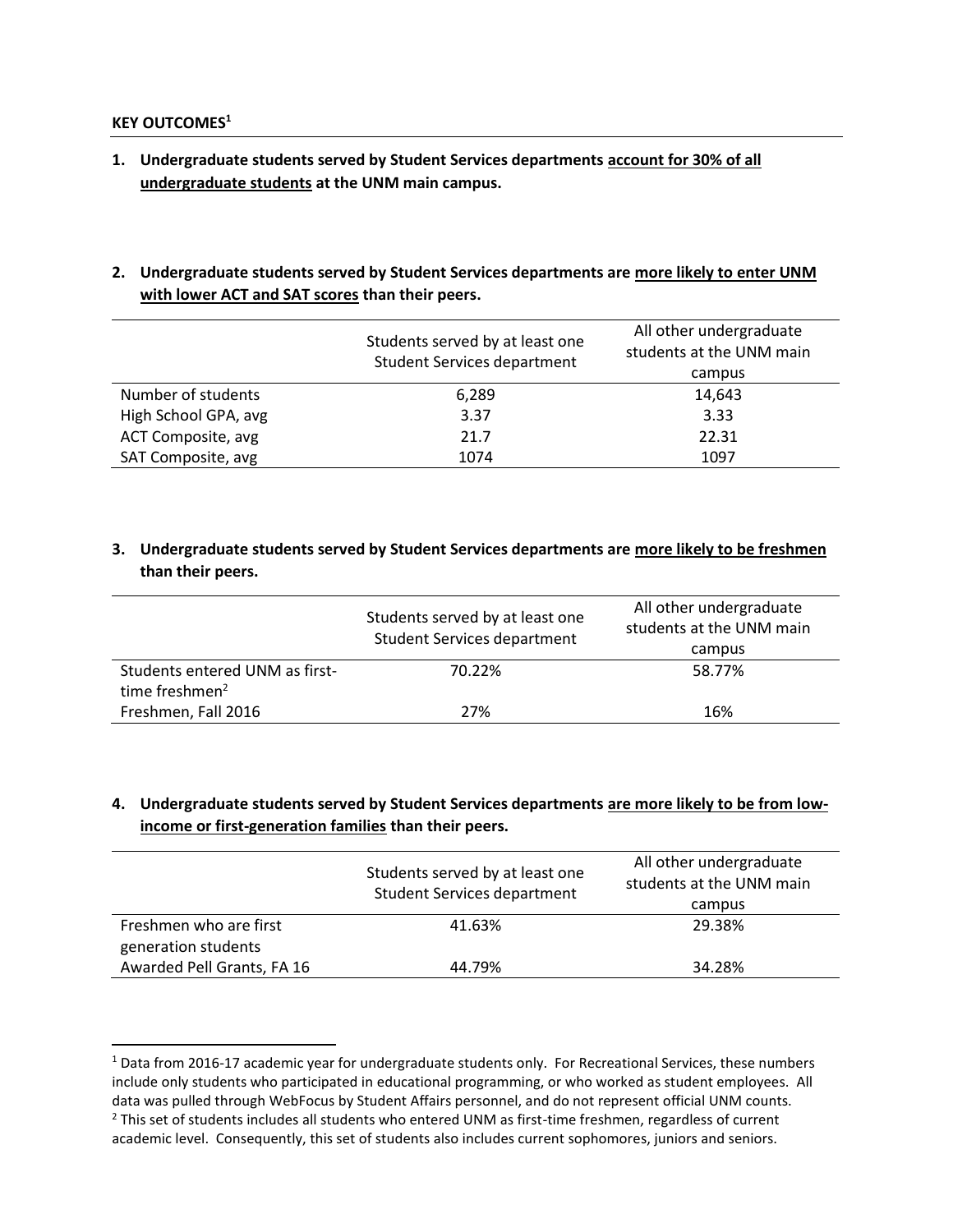## KEY OUTCOMES[1]

1. **Undergraduate students served by Student Services departments <u>account for 30% of all undergraduate students</u> at the UNM main campus.**

2. **Undergraduate students served by Student Services departments are <u>more likely to enter UNM with lower ACT and SAT scores</u> than their peers.**

| | Students served by at least one Student Services department | All other undergraduate students at the UNM main campus |
|---|---|---|
| Number of students | 6,289 | 14,643 |
| High School GPA, avg | 3.37 | 3.33 |
| ACT Composite, avg | 21.7 | 22.31 |
| SAT Composite, avg | 1074 | 1097 |

3. **Undergraduate students served by Student Services departments are <u>more likely to be freshmen</u> than their peers.**

| | Students served by at least one Student Services department | All other undergraduate students at the UNM main campus |
|---|---|---|
| Students entered UNM as first-time freshmen[2] | 70.22% | 58.77% |
| Freshmen, Fall 2016 | 27% | 16% |

4. **Undergraduate students served by Student Services departments <u>are more likely to be from low-income or first-generation families</u> than their peers.**

| | Students served by at least one Student Services department | All other undergraduate students at the UNM main campus |
|---|---|---|
| Freshmen who are first generation students | 41.63% | 29.38% |
| Awarded Pell Grants, FA 16 | 44.79% | 34.28% |

---

[1] Data from 2016-17 academic year for undergraduate students only. For Recreational Services, these numbers include only students who participated in educational programming, or who worked as student employees. All data was pulled through WebFocus by Student Affairs personnel, and do not represent official UNM counts.

[2] This set of students includes all students who entered UNM as first-time freshmen, regardless of current academic level. Consequently, this set of students also includes current sophomores, juniors and seniors.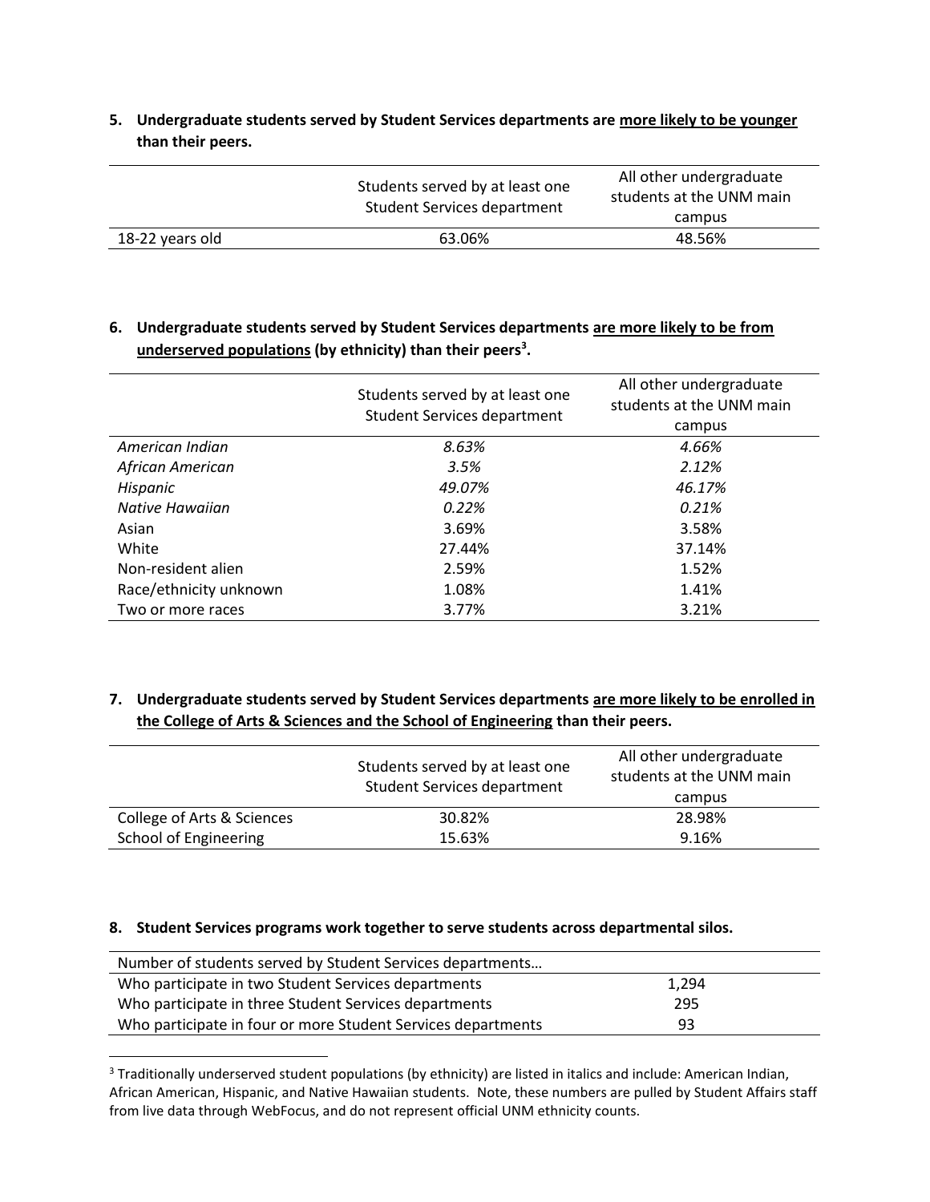**5. Undergraduate students served by Student Services departments are <u>more likely to be younger</u> than their peers.**

| | Students served by at least one Student Services department | All other undergraduate students at the UNM main campus |
|---|---|---|
| 18-22 years old | 63.06% | 48.56% |

**6. Undergraduate students served by Student Services departments <u>are more likely to be from underserved populations</u> (by ethnicity) than their peers[3].**

| | Students served by at least one Student Services department | All other undergraduate students at the UNM main campus |
|---|---|---|
| *American Indian* | *8.63%* | *4.66%* |
| *African American* | *3.5%* | *2.12%* |
| *Hispanic* | *49.07%* | *46.17%* |
| *Native Hawaiian* | *0.22%* | *0.21%* |
| Asian | 3.69% | 3.58% |
| White | 27.44% | 37.14% |
| Non-resident alien | 2.59% | 1.52% |
| Race/ethnicity unknown | 1.08% | 1.41% |
| Two or more races | 3.77% | 3.21% |

**7. Undergraduate students served by Student Services departments <u>are more likely to be enrolled in the College of Arts & Sciences and the School of Engineering</u> than their peers.**

| | Students served by at least one Student Services department | All other undergraduate students at the UNM main campus |
|---|---|---|
| College of Arts & Sciences | 30.82% | 28.98% |
| School of Engineering | 15.63% | 9.16% |

**8. Student Services programs work together to serve students across departmental silos.**

| Number of students served by Student Services departments… | |
|---|---|
| Who participate in two Student Services departments | 1,294 |
| Who participate in three Student Services departments | 295 |
| Who participate in four or more Student Services departments | 93 |

[3] Traditionally underserved student populations (by ethnicity) are listed in italics and include: American Indian, African American, Hispanic, and Native Hawaiian students. Note, these numbers are pulled by Student Affairs staff from live data through WebFocus, and do not represent official UNM ethnicity counts.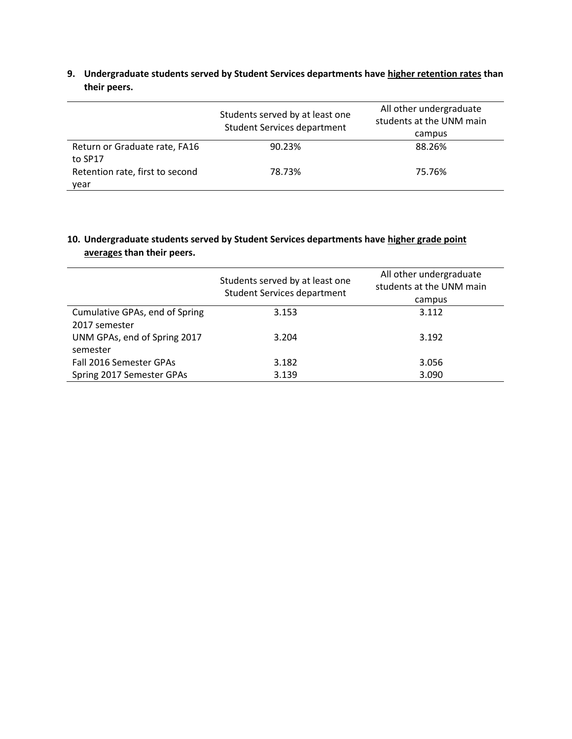**9. Undergraduate students served by Student Services departments have <u>higher retention rates</u> than their peers.**

| | Students served by at least one Student Services department | All other undergraduate students at the UNM main campus |
|---|---|---|
| Return or Graduate rate, FA16 to SP17 | 90.23% | 88.26% |
| Retention rate, first to second year | 78.73% | 75.76% |

**10. Undergraduate students served by Student Services departments have <u>higher grade point averages</u> than their peers.**

| | Students served by at least one Student Services department | All other undergraduate students at the UNM main campus |
|---|---|---|
| Cumulative GPAs, end of Spring 2017 semester | 3.153 | 3.112 |
| UNM GPAs, end of Spring 2017 semester | 3.204 | 3.192 |
| Fall 2016 Semester GPAs | 3.182 | 3.056 |
| Spring 2017 Semester GPAs | 3.139 | 3.090 |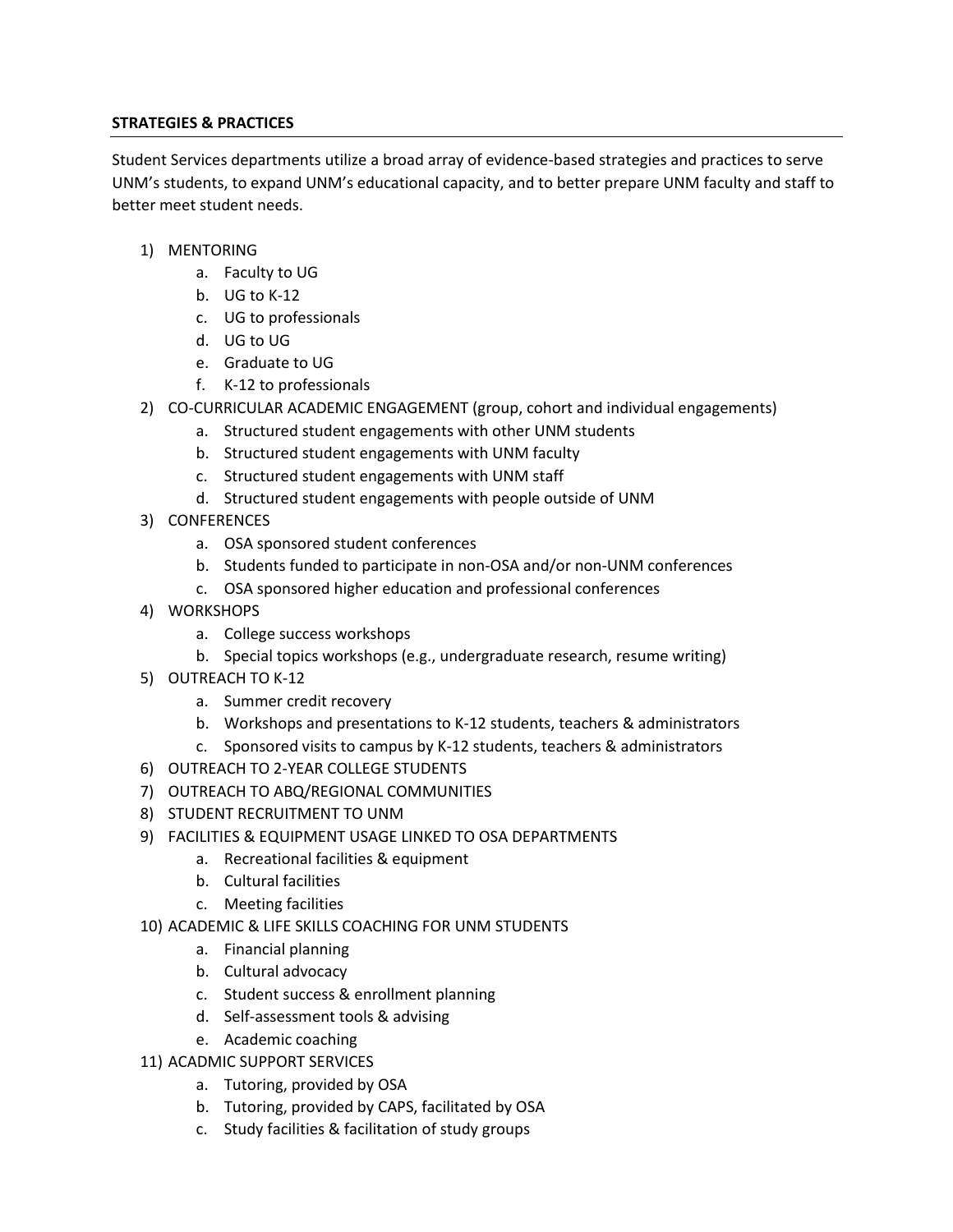**STRATEGIES & PRACTICES**

Student Services departments utilize a broad array of evidence-based strategies and practices to serve UNM's students, to expand UNM's educational capacity, and to better prepare UNM faculty and staff to better meet student needs.

1) MENTORING
    a. Faculty to UG
    b. UG to K-12
    c. UG to professionals
    d. UG to UG
    e. Graduate to UG
    f. K-12 to professionals
2) CO-CURRICULAR ACADEMIC ENGAGEMENT (group, cohort and individual engagements)
    a. Structured student engagements with other UNM students
    b. Structured student engagements with UNM faculty
    c. Structured student engagements with UNM staff
    d. Structured student engagements with people outside of UNM
3) CONFERENCES
    a. OSA sponsored student conferences
    b. Students funded to participate in non-OSA and/or non-UNM conferences
    c. OSA sponsored higher education and professional conferences
4) WORKSHOPS
    a. College success workshops
    b. Special topics workshops (e.g., undergraduate research, resume writing)
5) OUTREACH TO K-12
    a. Summer credit recovery
    b. Workshops and presentations to K-12 students, teachers & administrators
    c. Sponsored visits to campus by K-12 students, teachers & administrators
6) OUTREACH TO 2-YEAR COLLEGE STUDENTS
7) OUTREACH TO ABQ/REGIONAL COMMUNITIES
8) STUDENT RECRUITMENT TO UNM
9) FACILITIES & EQUIPMENT USAGE LINKED TO OSA DEPARTMENTS
    a. Recreational facilities & equipment
    b. Cultural facilities
    c. Meeting facilities
10) ACADEMIC & LIFE SKILLS COACHING FOR UNM STUDENTS
    a. Financial planning
    b. Cultural advocacy
    c. Student success & enrollment planning
    d. Self-assessment tools & advising
    e. Academic coaching
11) ACADMIC SUPPORT SERVICES
    a. Tutoring, provided by OSA
    b. Tutoring, provided by CAPS, facilitated by OSA
    c. Study facilities & facilitation of study groups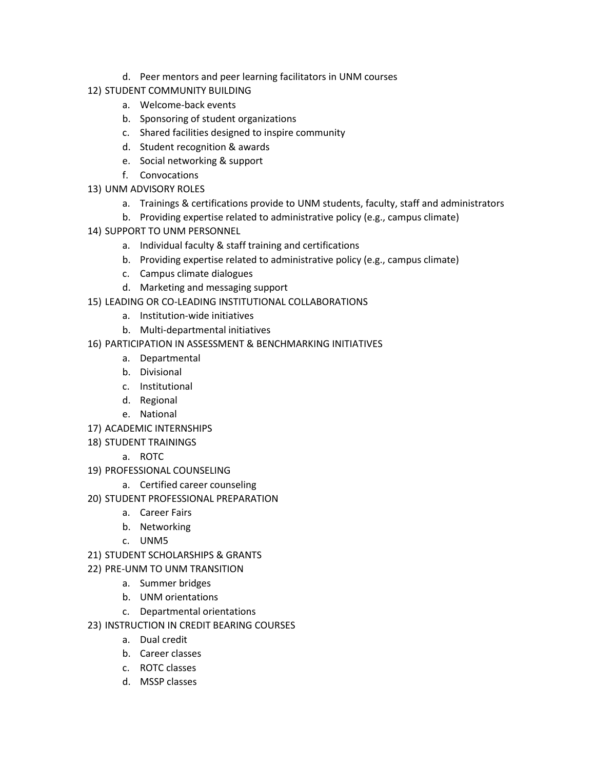d. Peer mentors and peer learning facilitators in UNM courses

12) STUDENT COMMUNITY BUILDING
   a. Welcome-back events
   b. Sponsoring of student organizations
   c. Shared facilities designed to inspire community
   d. Student recognition & awards
   e. Social networking & support
   f. Convocations
13) UNM ADVISORY ROLES
   a. Trainings & certifications provide to UNM students, faculty, staff and administrators
   b. Providing expertise related to administrative policy (e.g., campus climate)
14) SUPPORT TO UNM PERSONNEL
   a. Individual faculty & staff training and certifications
   b. Providing expertise related to administrative policy (e.g., campus climate)
   c. Campus climate dialogues
   d. Marketing and messaging support
15) LEADING OR CO-LEADING INSTITUTIONAL COLLABORATIONS
   a. Institution-wide initiatives
   b. Multi-departmental initiatives
16) PARTICIPATION IN ASSESSMENT & BENCHMARKING INITIATIVES
   a. Departmental
   b. Divisional
   c. Institutional
   d. Regional
   e. National
17) ACADEMIC INTERNSHIPS
18) STUDENT TRAININGS
   a. ROTC
19) PROFESSIONAL COUNSELING
   a. Certified career counseling
20) STUDENT PROFESSIONAL PREPARATION
   a. Career Fairs
   b. Networking
   c. UNM5
21) STUDENT SCHOLARSHIPS & GRANTS
22) PRE-UNM TO UNM TRANSITION
   a. Summer bridges
   b. UNM orientations
   c. Departmental orientations
23) INSTRUCTION IN CREDIT BEARING COURSES
   a. Dual credit
   b. Career classes
   c. ROTC classes
   d. MSSP classes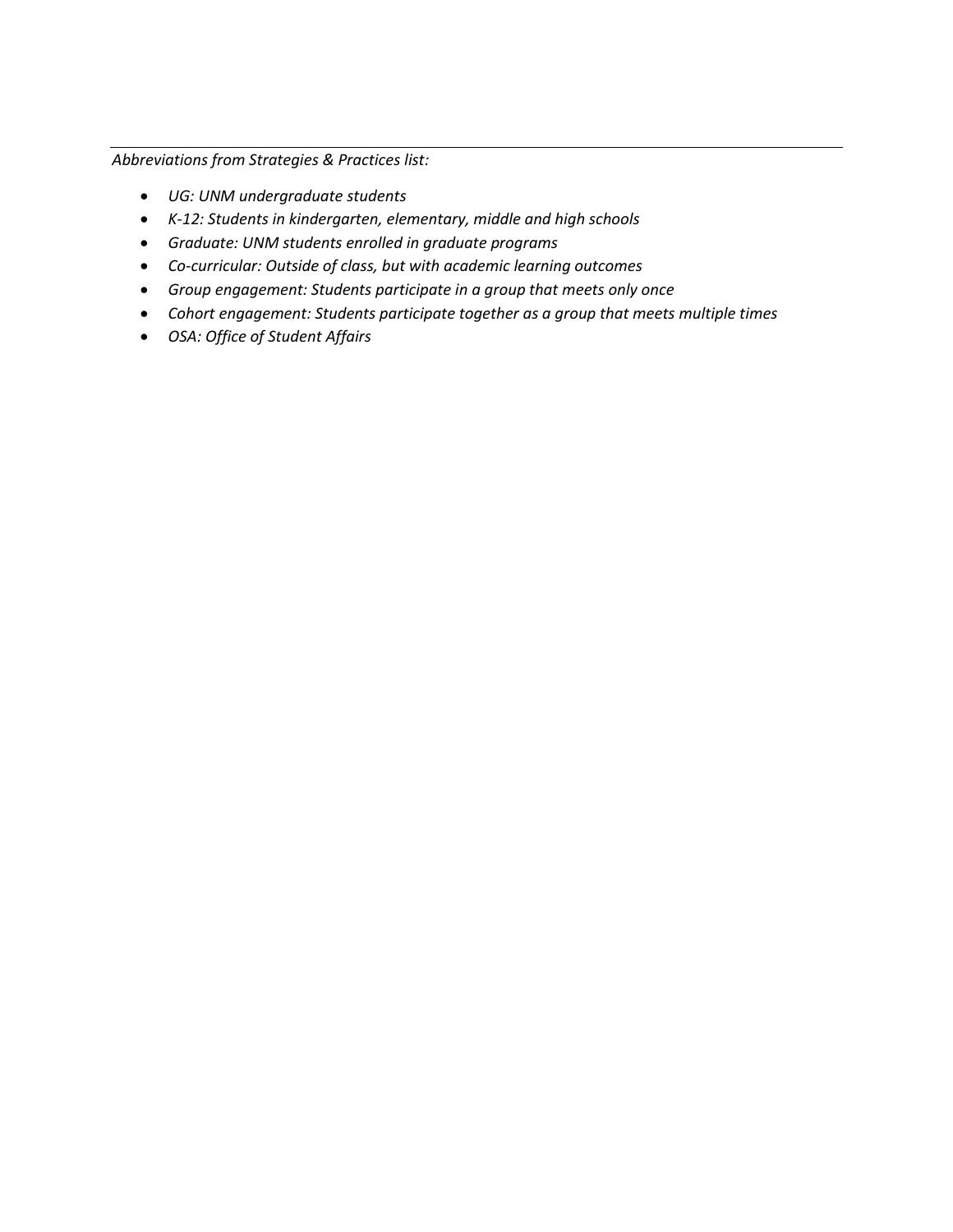*Abbreviations from Strategies & Practices list:*

- *UG: UNM undergraduate students*
- *K-12: Students in kindergarten, elementary, middle and high schools*
- *Graduate: UNM students enrolled in graduate programs*
- *Co-curricular: Outside of class, but with academic learning outcomes*
- *Group engagement: Students participate in a group that meets only once*
- *Cohort engagement: Students participate together as a group that meets multiple times*
- *OSA: Office of Student Affairs*